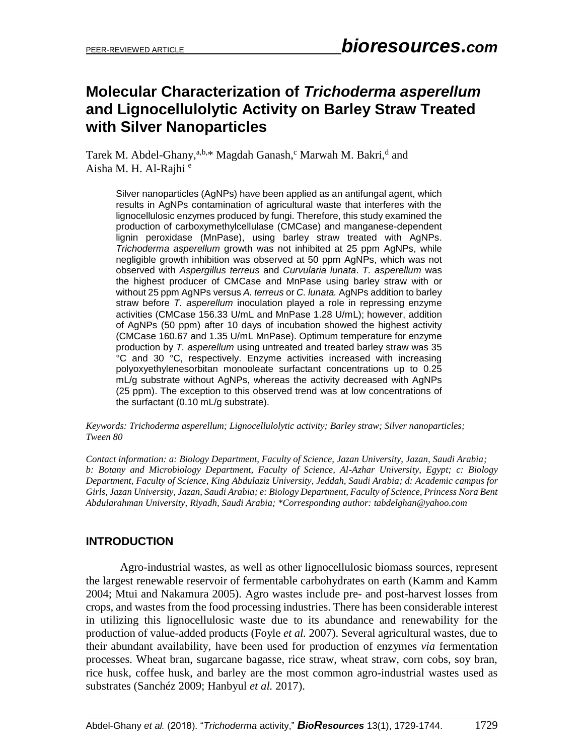# Molecular Characterization of *Trichoderma asperellum* and Lignocellulolytic Activity on Barley Straw Treated with Silver Nanoparticles

Tarek M. Abdel-Ghany,[a,b,]* Magdah Ganash,[c] Marwah M. Bakri,[d] and Aisha M. H. Al-Rajhi [e]

Silver nanoparticles (AgNPs) have been applied as an antifungal agent, which results in AgNPs contamination of agricultural waste that interferes with the lignocellulosic enzymes produced by fungi. Therefore, this study examined the production of carboxymethylcellulase (CMCase) and manganese-dependent lignin peroxidase (MnPase), using barley straw treated with AgNPs. *Trichoderma asperellum* growth was not inhibited at 25 ppm AgNPs, while negligible growth inhibition was observed at 50 ppm AgNPs, which was not observed with *Aspergillus terreus* and *Curvularia lunata*. *T. asperellum* was the highest producer of CMCase and MnPase using barley straw with or without 25 ppm AgNPs versus *A. terreus* or *C. lunata.* AgNPs addition to barley straw before *T. asperellum* inoculation played a role in repressing enzyme activities (CMCase 156.33 U/mL and MnPase 1.28 U/mL); however, addition of AgNPs (50 ppm) after 10 days of incubation showed the highest activity (CMCase 160.67 and 1.35 U/mL MnPase). Optimum temperature for enzyme production by *T. asperellum* using untreated and treated barley straw was 35 °C and 30 °C, respectively. Enzyme activities increased with increasing polyoxyethylenesorbitan monooleate surfactant concentrations up to 0.25 mL/g substrate without AgNPs, whereas the activity decreased with AgNPs (25 ppm). The exception to this observed trend was at low concentrations of the surfactant (0.10 mL/g substrate).

*Keywords: Trichoderma asperellum; Lignocellulolytic activity; Barley straw; Silver nanoparticles; Tween 80*

*Contact information: a: Biology Department, Faculty of Science, Jazan University, Jazan, Saudi Arabia; b: Botany and Microbiology Department, Faculty of Science, Al-Azhar University, Egypt; c: Biology Department, Faculty of Science, King Abdulaziz University, Jeddah, Saudi Arabia; d: Academic campus for Girls, Jazan University, Jazan, Saudi Arabia; e: Biology Department, Faculty of Science, Princess Nora Bent Abdularahman University, Riyadh, Saudi Arabia; *Corresponding author: tabdelghan@yahoo.com*

## INTRODUCTION

Agro-industrial wastes, as well as other lignocellulosic biomass sources, represent the largest renewable reservoir of fermentable carbohydrates on earth (Kamm and Kamm 2004; Mtui and Nakamura 2005). Agro wastes include pre- and post-harvest losses from crops, and wastes from the food processing industries. There has been considerable interest in utilizing this lignocellulosic waste due to its abundance and renewability for the production of value-added products (Foyle *et al.* 2007). Several agricultural wastes, due to their abundant availability, have been used for production of enzymes *via* fermentation processes. Wheat bran, sugarcane bagasse, rice straw, wheat straw, corn cobs, soy bran, rice husk, coffee husk, and barley are the most common agro-industrial wastes used as substrates (Sanchéz 2009; Hanbyul *et al.* 2017).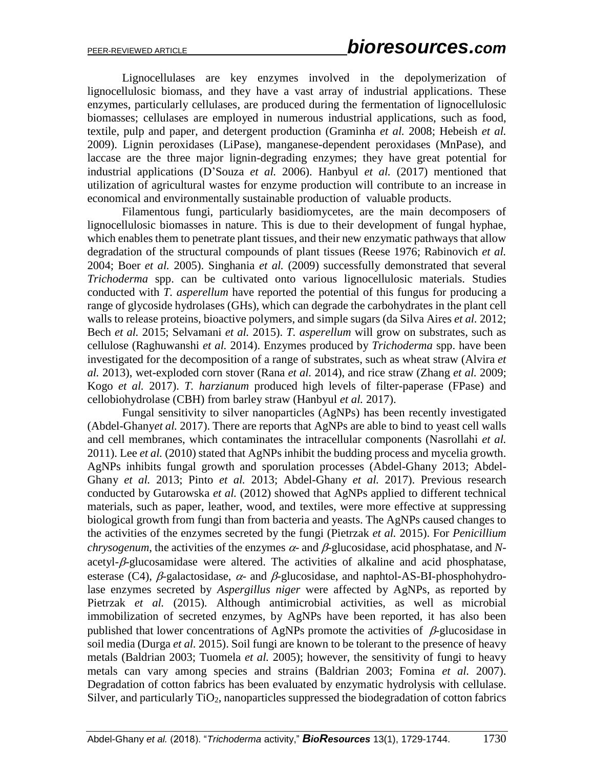Lignocellulases are key enzymes involved in the depolymerization of lignocellulosic biomass, and they have a vast array of industrial applications. These enzymes, particularly cellulases, are produced during the fermentation of lignocellulosic biomasses; cellulases are employed in numerous industrial applications, such as food, textile, pulp and paper, and detergent production (Graminha *et al.* 2008; Hebeish *et al.* 2009). Lignin peroxidases (LiPase), manganese-dependent peroxidases (MnPase), and laccase are the three major lignin-degrading enzymes; they have great potential for industrial applications (D'Souza *et al.* 2006). Hanbyul *et al.* (2017) mentioned that utilization of agricultural wastes for enzyme production will contribute to an increase in economical and environmentally sustainable production of valuable products.

Filamentous fungi, particularly basidiomycetes, are the main decomposers of lignocellulosic biomasses in nature. This is due to their development of fungal hyphae, which enables them to penetrate plant tissues, and their new enzymatic pathways that allow degradation of the structural compounds of plant tissues (Reese 1976; Rabinovich *et al.* 2004; Boer *et al.* 2005). Singhania *et al.* (2009) successfully demonstrated that several *Trichoderma* spp. can be cultivated onto various lignocellulosic materials. Studies conducted with *T. asperellum* have reported the potential of this fungus for producing a range of glycoside hydrolases (GHs), which can degrade the carbohydrates in the plant cell walls to release proteins, bioactive polymers, and simple sugars (da Silva Aires *et al.* 2012; Bech *et al.* 2015; Selvamani *et al.* 2015). *T. asperellum* will grow on substrates, such as cellulose (Raghuwanshi *et al.* 2014). Enzymes produced by *Trichoderma* spp. have been investigated for the decomposition of a range of substrates, such as wheat straw (Alvira *et al.* 2013), wet-exploded corn stover (Rana *et al.* 2014), and rice straw (Zhang *et al.* 2009; Kogo *et al.* 2017). *T. harzianum* produced high levels of filter-paperase (FPase) and cellobiohydrolase (CBH) from barley straw (Hanbyul *et al.* 2017).

Fungal sensitivity to silver nanoparticles (AgNPs) has been recently investigated (Abdel-Ghany*et al.* 2017). There are reports that AgNPs are able to bind to yeast cell walls and cell membranes, which contaminates the intracellular components (Nasrollahi *et al.* 2011). Lee *et al.* (2010) stated that AgNPs inhibit the budding process and mycelia growth. AgNPs inhibits fungal growth and sporulation processes (Abdel-Ghany 2013; Abdel-Ghany *et al.* 2013; Pinto *et al.* 2013; Abdel-Ghany *et al.* 2017). Previous research conducted by Gutarowska *et al.* (2012) showed that AgNPs applied to different technical materials, such as paper, leather, wood, and textiles, were more effective at suppressing biological growth from fungi than from bacteria and yeasts. The AgNPs caused changes to the activities of the enzymes secreted by the fungi (Pietrzak *et al.* 2015). For *Penicillium chrysogenum*, the activities of the enzymes $\alpha$- and $\beta$-glucosidase, acid phosphatase, and *N*-acetyl-$\beta$-glucosamidase were altered. The activities of alkaline and acid phosphatase, esterase (C4), $\beta$-galactosidase, $\alpha$- and $\beta$-glucosidase, and naphtol-AS-BI-phosphohydrolase enzymes secreted by *Aspergillus niger* were affected by AgNPs, as reported by Pietrzak *et al.* (2015). Although antimicrobial activities, as well as microbial immobilization of secreted enzymes, by AgNPs have been reported, it has also been published that lower concentrations of AgNPs promote the activities of $\beta$-glucosidase in soil media (Durga *et al.* 2015). Soil fungi are known to be tolerant to the presence of heavy metals (Baldrian 2003; Tuomela *et al.* 2005); however, the sensitivity of fungi to heavy metals can vary among species and strains (Baldrian 2003; Fomina *et al.* 2007). Degradation of cotton fabrics has been evaluated by enzymatic hydrolysis with cellulase. Silver, and particularly $TiO_2$, nanoparticles suppressed the biodegradation of cotton fabrics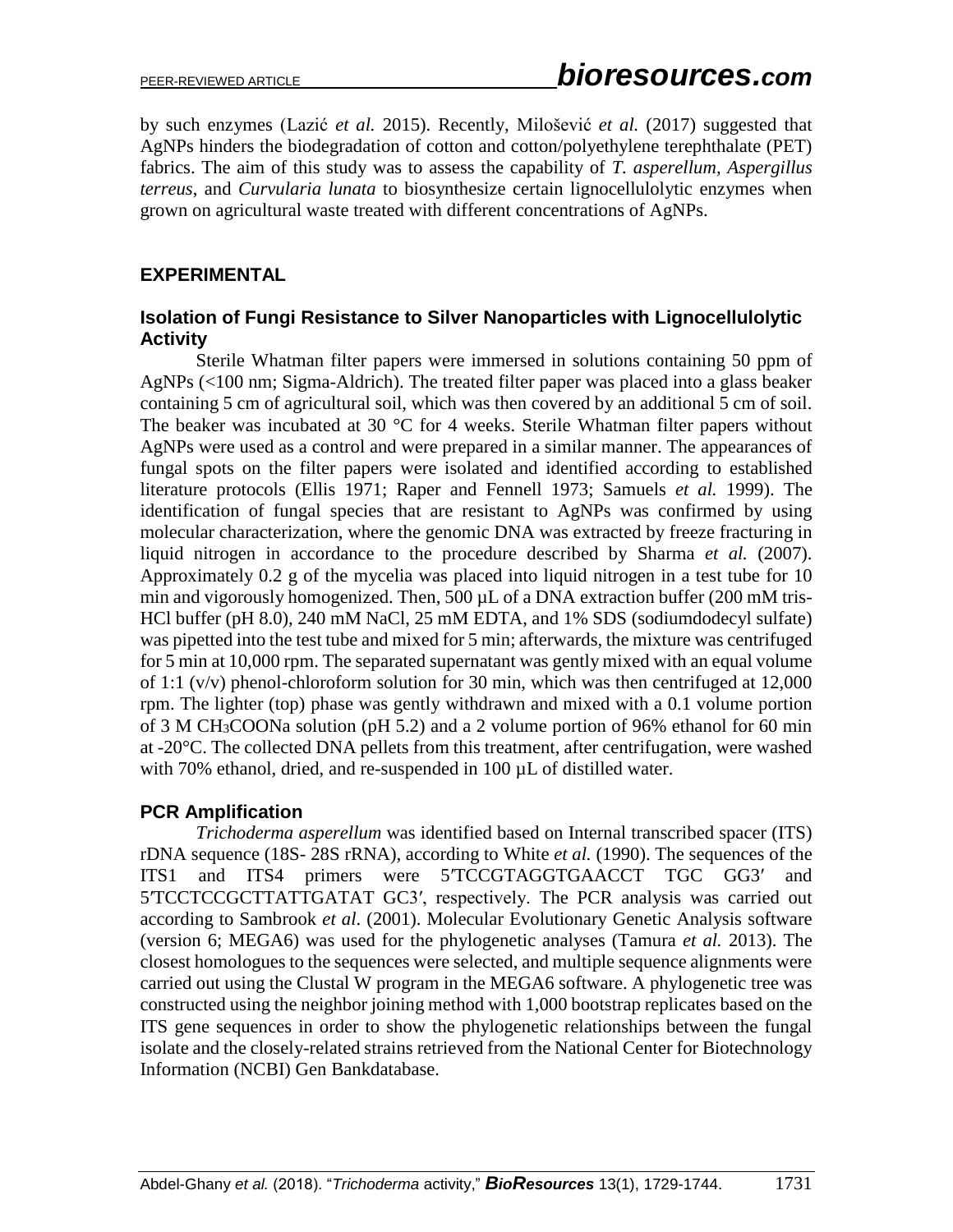by such enzymes (Lazić *et al.* 2015). Recently, Milošević *et al.* (2017) suggested that AgNPs hinders the biodegradation of cotton and cotton/polyethylene terephthalate (PET) fabrics. The aim of this study was to assess the capability of *T. asperellum, Aspergillus terreus*, and *Curvularia lunata* to biosynthesize certain lignocellulolytic enzymes when grown on agricultural waste treated with different concentrations of AgNPs.

## EXPERIMENTAL

### Isolation of Fungi Resistance to Silver Nanoparticles with Lignocellulolytic Activity

Sterile Whatman filter papers were immersed in solutions containing 50 ppm of AgNPs (<100 nm; Sigma-Aldrich). The treated filter paper was placed into a glass beaker containing 5 cm of agricultural soil, which was then covered by an additional 5 cm of soil. The beaker was incubated at 30 °C for 4 weeks. Sterile Whatman filter papers without AgNPs were used as a control and were prepared in a similar manner. The appearances of fungal spots on the filter papers were isolated and identified according to established literature protocols (Ellis 1971; Raper and Fennell 1973; Samuels *et al.* 1999). The identification of fungal species that are resistant to AgNPs was confirmed by using molecular characterization, where the genomic DNA was extracted by freeze fracturing in liquid nitrogen in accordance to the procedure described by Sharma *et al.* (2007). Approximately 0.2 g of the mycelia was placed into liquid nitrogen in a test tube for 10 min and vigorously homogenized. Then, 500 µL of a DNA extraction buffer (200 mM tris-HCl buffer (pH 8.0), 240 mM NaCl, 25 mM EDTA, and 1% SDS (sodiumdodecyl sulfate) was pipetted into the test tube and mixed for 5 min; afterwards, the mixture was centrifuged for 5 min at 10,000 rpm. The separated supernatant was gently mixed with an equal volume of 1:1 (v/v) phenol-chloroform solution for 30 min, which was then centrifuged at 12,000 rpm. The lighter (top) phase was gently withdrawn and mixed with a 0.1 volume portion of 3 M $CH_3COONa$ solution (pH 5.2) and a 2 volume portion of 96% ethanol for 60 min at -20°C. The collected DNA pellets from this treatment, after centrifugation, were washed with 70% ethanol, dried, and re-suspended in 100 µL of distilled water.

### PCR Amplification

*Trichoderma asperellum* was identified based on Internal transcribed spacer (ITS) rDNA sequence (18S- 28S rRNA), according to White *et al.* (1990). The sequences of the ITS1 and ITS4 primers were 5′TCCGTAGGTGAACCT TGC GG3′ and 5′TCCTCCGCTTATTGATAT GC3′, respectively. The PCR analysis was carried out according to Sambrook *et al*. (2001). Molecular Evolutionary Genetic Analysis software (version 6; MEGA6) was used for the phylogenetic analyses (Tamura *et al.* 2013). The closest homologues to the sequences were selected, and multiple sequence alignments were carried out using the Clustal W program in the MEGA6 software. A phylogenetic tree was constructed using the neighbor joining method with 1,000 bootstrap replicates based on the ITS gene sequences in order to show the phylogenetic relationships between the fungal isolate and the closely-related strains retrieved from the National Center for Biotechnology Information (NCBI) Gen Bankdatabase.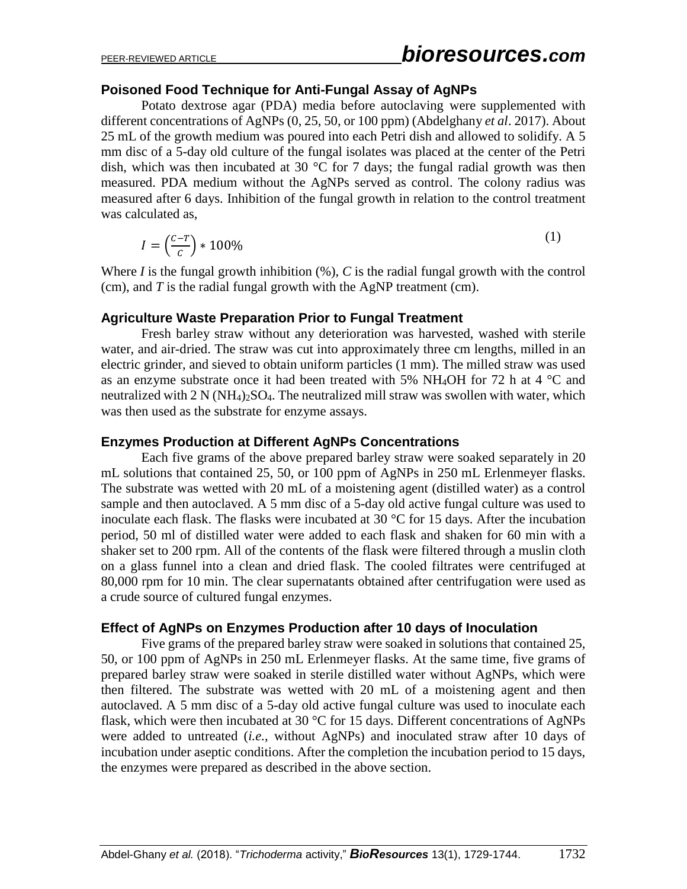### Poisoned Food Technique for Anti-Fungal Assay of AgNPs

Potato dextrose agar (PDA) media before autoclaving were supplemented with different concentrations of AgNPs (0, 25, 50, or 100 ppm) (Abdelghany *et al*. 2017). About 25 mL of the growth medium was poured into each Petri dish and allowed to solidify. A 5 mm disc of a 5-day old culture of the fungal isolates was placed at the center of the Petri dish, which was then incubated at 30 °C for 7 days; the fungal radial growth was then measured. PDA medium without the AgNPs served as control. The colony radius was measured after 6 days. Inhibition of the fungal growth in relation to the control treatment was calculated as,

$$I = \left(\frac{C-T}{C}\right) * 100\% \tag{1}$$

Where *I* is the fungal growth inhibition (%), *C* is the radial fungal growth with the control (cm), and *T* is the radial fungal growth with the AgNP treatment (cm).

### Agriculture Waste Preparation Prior to Fungal Treatment

Fresh barley straw without any deterioration was harvested, washed with sterile water, and air-dried. The straw was cut into approximately three cm lengths, milled in an electric grinder, and sieved to obtain uniform particles (1 mm). The milled straw was used as an enzyme substrate once it had been treated with 5% $NH_4OH$ for 72 h at 4 °C and neutralized with 2 N $(NH_4)_2SO_4$. The neutralized mill straw was swollen with water, which was then used as the substrate for enzyme assays.

### Enzymes Production at Different AgNPs Concentrations

Each five grams of the above prepared barley straw were soaked separately in 20 mL solutions that contained 25, 50, or 100 ppm of AgNPs in 250 mL Erlenmeyer flasks. The substrate was wetted with 20 mL of a moistening agent (distilled water) as a control sample and then autoclaved. A 5 mm disc of a 5-day old active fungal culture was used to inoculate each flask. The flasks were incubated at 30 °C for 15 days. After the incubation period, 50 ml of distilled water were added to each flask and shaken for 60 min with a shaker set to 200 rpm. All of the contents of the flask were filtered through a muslin cloth on a glass funnel into a clean and dried flask. The cooled filtrates were centrifuged at 80,000 rpm for 10 min. The clear supernatants obtained after centrifugation were used as a crude source of cultured fungal enzymes.

### Effect of AgNPs on Enzymes Production after 10 days of Inoculation

Five grams of the prepared barley straw were soaked in solutions that contained 25, 50, or 100 ppm of AgNPs in 250 mL Erlenmeyer flasks. At the same time, five grams of prepared barley straw were soaked in sterile distilled water without AgNPs, which were then filtered. The substrate was wetted with 20 mL of a moistening agent and then autoclaved. A 5 mm disc of a 5-day old active fungal culture was used to inoculate each flask, which were then incubated at 30 °C for 15 days. Different concentrations of AgNPs were added to untreated (*i.e*., without AgNPs) and inoculated straw after 10 days of incubation under aseptic conditions. After the completion the incubation period to 15 days, the enzymes were prepared as described in the above section.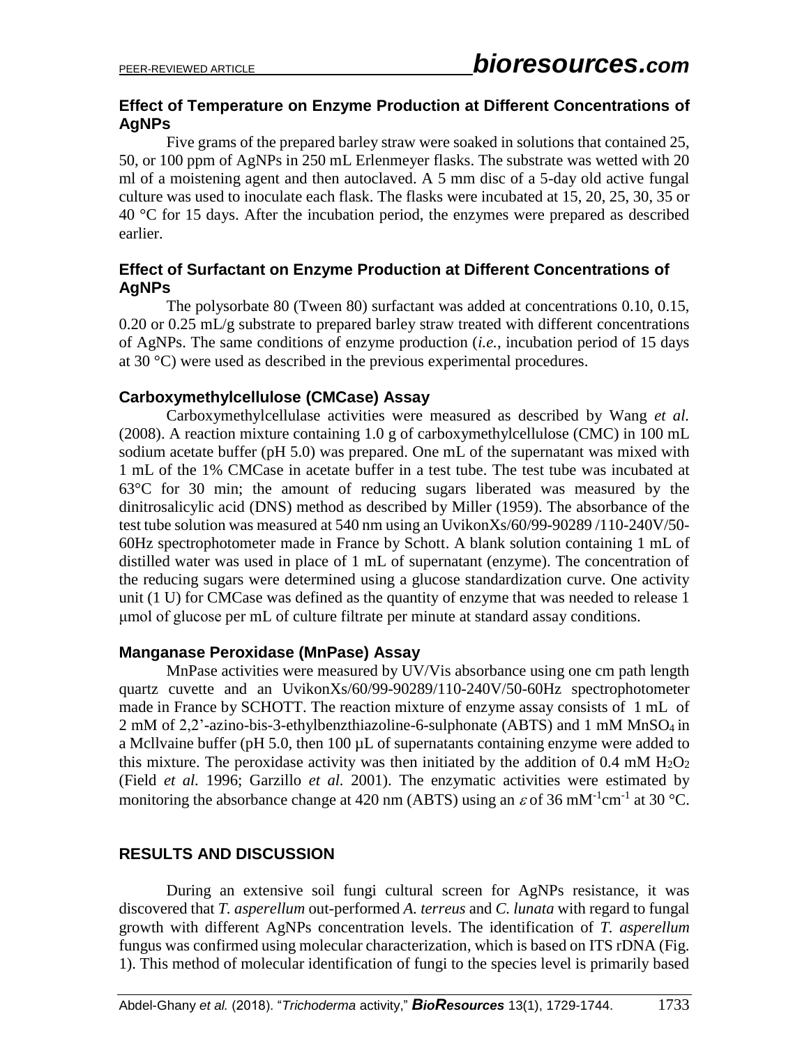### Effect of Temperature on Enzyme Production at Different Concentrations of AgNPs

Five grams of the prepared barley straw were soaked in solutions that contained 25, 50, or 100 ppm of AgNPs in 250 mL Erlenmeyer flasks. The substrate was wetted with 20 ml of a moistening agent and then autoclaved. A 5 mm disc of a 5-day old active fungal culture was used to inoculate each flask. The flasks were incubated at 15, 20, 25, 30, 35 or 40 °C for 15 days. After the incubation period, the enzymes were prepared as described earlier.

### Effect of Surfactant on Enzyme Production at Different Concentrations of AgNPs

The polysorbate 80 (Tween 80) surfactant was added at concentrations 0.10, 0.15, 0.20 or 0.25 mL/g substrate to prepared barley straw treated with different concentrations of AgNPs. The same conditions of enzyme production (*i.e.*, incubation period of 15 days at 30 °C) were used as described in the previous experimental procedures.

### Carboxymethylcellulose (CMCase) Assay

Carboxymethylcellulase activities were measured as described by Wang *et al.* (2008). A reaction mixture containing 1.0 g of carboxymethylcellulose (CMC) in 100 mL sodium acetate buffer (pH 5.0) was prepared. One mL of the supernatant was mixed with 1 mL of the 1% CMCase in acetate buffer in a test tube. The test tube was incubated at 63°C for 30 min; the amount of reducing sugars liberated was measured by the dinitrosalicylic acid (DNS) method as described by Miller (1959). The absorbance of the test tube solution was measured at 540 nm using an UvikonXs/60/99-90289 /110-240V/50-60Hz spectrophotometer made in France by Schott. A blank solution containing 1 mL of distilled water was used in place of 1 mL of supernatant (enzyme). The concentration of the reducing sugars were determined using a glucose standardization curve. One activity unit (1 U) for CMCase was defined as the quantity of enzyme that was needed to release 1 μmol of glucose per mL of culture filtrate per minute at standard assay conditions.

### Manganase Peroxidase (MnPase) Assay

MnPase activities were measured by UV/Vis absorbance using one cm path length quartz cuvette and an UvikonXs/60/99-90289/110-240V/50-60Hz spectrophotometer made in France by SCHOTT. The reaction mixture of enzyme assay consists of 1 mL of 2 mM of 2,2'-azino-bis-3-ethylbenzthiazoline-6-sulphonate (ABTS) and 1 mM $MnSO_4$ in a Mcllvaine buffer (pH 5.0, then 100 µL of supernatants containing enzyme were added to this mixture. The peroxidase activity was then initiated by the addition of 0.4 mM $H_2O_2$ (Field *et al.* 1996; Garzillo *et al.* 2001). The enzymatic activities were estimated by monitoring the absorbance change at 420 nm (ABTS) using an $\varepsilon$ of 36 $mM^{-1}cm^{-1}$ at 30 °C.

## RESULTS AND DISCUSSION

During an extensive soil fungi cultural screen for AgNPs resistance, it was discovered that *T. asperellum* out-performed *A. terreus* and *C. lunata* with regard to fungal growth with different AgNPs concentration levels. The identification of *T. asperellum* fungus was confirmed using molecular characterization, which is based on ITS rDNA (Fig. 1). This method of molecular identification of fungi to the species level is primarily based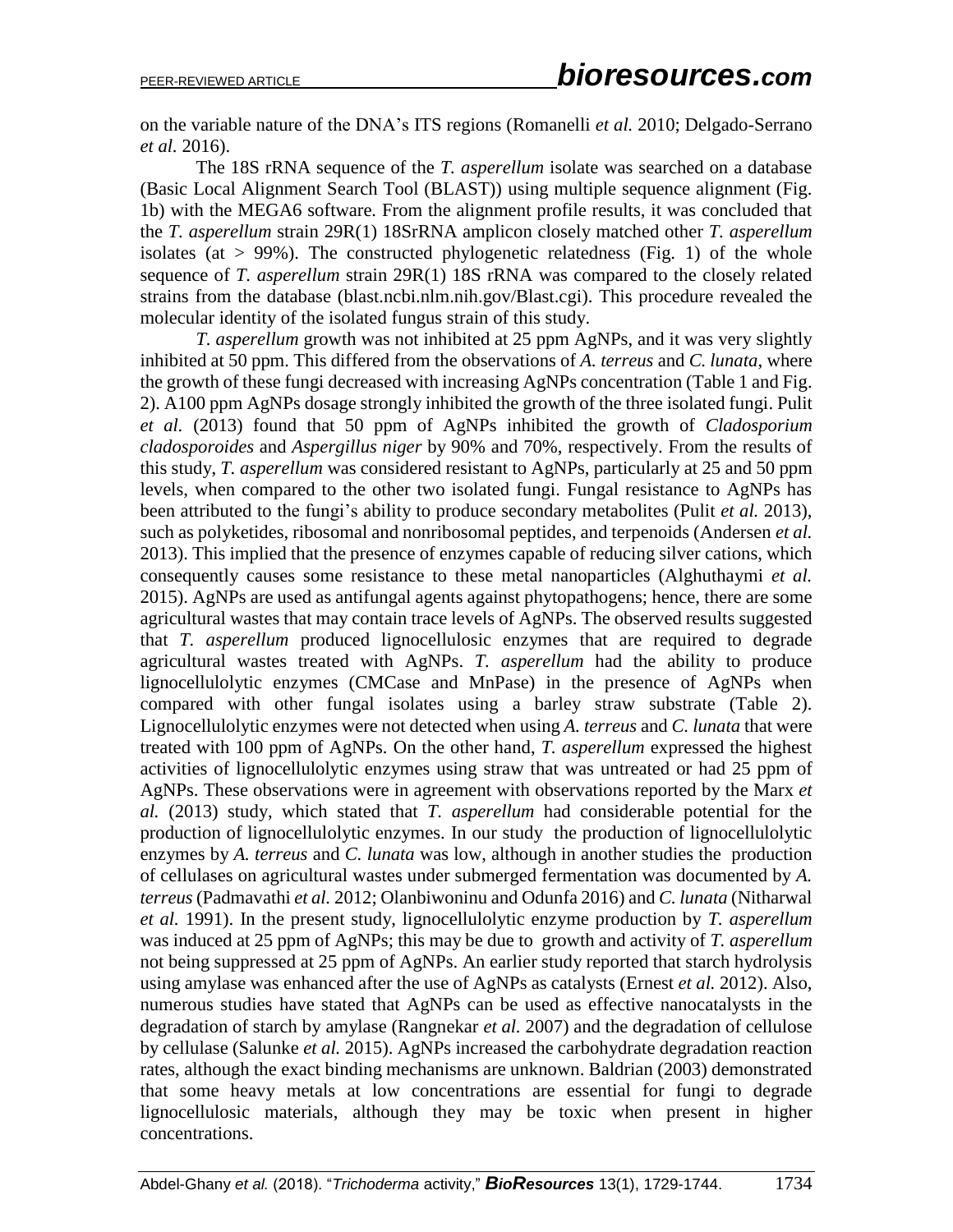on the variable nature of the DNA's ITS regions (Romanelli *et al.* 2010; Delgado-Serrano *et al.* 2016).

The 18S rRNA sequence of the *T. asperellum* isolate was searched on a database (Basic Local Alignment Search Tool (BLAST)) using multiple sequence alignment (Fig. 1b) with the MEGA6 software. From the alignment profile results, it was concluded that the *T. asperellum* strain 29R(1) 18SrRNA amplicon closely matched other *T. asperellum* isolates (at > 99%). The constructed phylogenetic relatedness (Fig. 1) of the whole sequence of *T. asperellum* strain 29R(1) 18S rRNA was compared to the closely related strains from the database (blast.ncbi.nlm.nih.gov/Blast.cgi). This procedure revealed the molecular identity of the isolated fungus strain of this study.

*T. asperellum* growth was not inhibited at 25 ppm AgNPs, and it was very slightly inhibited at 50 ppm. This differed from the observations of *A. terreus* and *C. lunata*, where the growth of these fungi decreased with increasing AgNPs concentration (Table 1 and Fig. 2). A100 ppm AgNPs dosage strongly inhibited the growth of the three isolated fungi. Pulit *et al.* (2013) found that 50 ppm of AgNPs inhibited the growth of *Cladosporium cladosporoides* and *Aspergillus niger* by 90% and 70%, respectively. From the results of this study, *T. asperellum* was considered resistant to AgNPs, particularly at 25 and 50 ppm levels, when compared to the other two isolated fungi. Fungal resistance to AgNPs has been attributed to the fungi's ability to produce secondary metabolites (Pulit *et al.* 2013), such as polyketides, ribosomal and nonribosomal peptides, and terpenoids (Andersen *et al.* 2013). This implied that the presence of enzymes capable of reducing silver cations, which consequently causes some resistance to these metal nanoparticles (Alghuthaymi *et al.* 2015). AgNPs are used as antifungal agents against phytopathogens; hence, there are some agricultural wastes that may contain trace levels of AgNPs. The observed results suggested that *T. asperellum* produced lignocellulosic enzymes that are required to degrade agricultural wastes treated with AgNPs. *T. asperellum* had the ability to produce lignocellulolytic enzymes (CMCase and MnPase) in the presence of AgNPs when compared with other fungal isolates using a barley straw substrate (Table 2). Lignocellulolytic enzymes were not detected when using *A. terreus* and *C. lunata* that were treated with 100 ppm of AgNPs. On the other hand, *T. asperellum* expressed the highest activities of lignocellulolytic enzymes using straw that was untreated or had 25 ppm of AgNPs. These observations were in agreement with observations reported by the Marx *et al.* (2013) study, which stated that *T. asperellum* had considerable potential for the production of lignocellulolytic enzymes. In our study the production of lignocellulolytic enzymes by *A. terreus* and *C. lunata* was low, although in another studies the production of cellulases on agricultural wastes under submerged fermentation was documented by *A. terreus* (Padmavathi *et al.* 2012; Olanbiwoninu and Odunfa 2016) and *C. lunata* (Nitharwal *et al.* 1991). In the present study, lignocellulolytic enzyme production by *T. asperellum* was induced at 25 ppm of AgNPs; this may be due to growth and activity of *T. asperellum* not being suppressed at 25 ppm of AgNPs. An earlier study reported that starch hydrolysis using amylase was enhanced after the use of AgNPs as catalysts (Ernest *et al.* 2012). Also, numerous studies have stated that AgNPs can be used as effective nanocatalysts in the degradation of starch by amylase (Rangnekar *et al.* 2007) and the degradation of cellulose by cellulase (Salunke *et al.* 2015). AgNPs increased the carbohydrate degradation reaction rates, although the exact binding mechanisms are unknown. Baldrian (2003) demonstrated that some heavy metals at low concentrations are essential for fungi to degrade lignocellulosic materials, although they may be toxic when present in higher concentrations.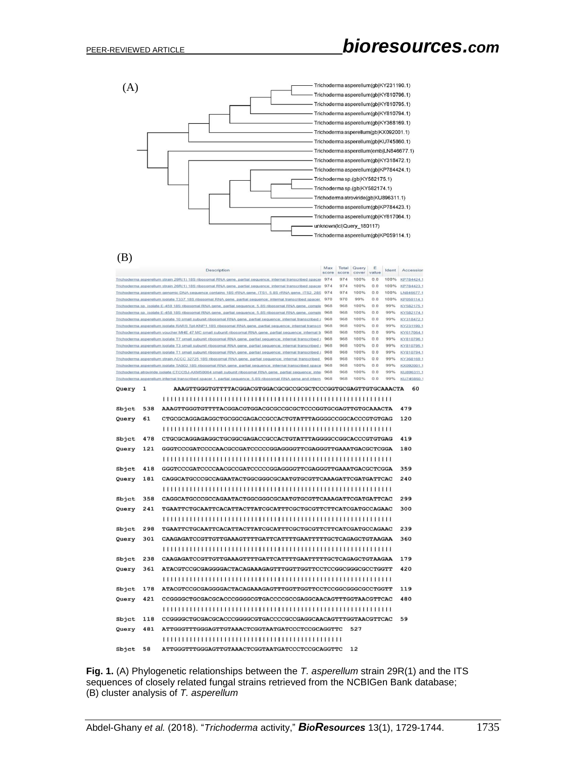(A)

Trichoderma asperellum(gb|KY231190.1)
Trichoderma asperellum(gb|KY810796.1)
Trichoderma asperellum(gb|KY810795.1)
Trichoderma asperellum(gb|KY810794.1)
Trichoderma asperellum(gb|KY368169.1)
Trichoderma asperellum(gb|KX092001.1)
Trichoderma asperellum(gb|KU745860.1)
Trichoderma asperellum(emb|LN846677.1)
Trichoderma asperellum(gb|KY318472.1)
Trichoderma asperellum(gb|KP784424.1)
Trichoderma sp.(gb|KY582175.1)
Trichoderma sp.(gb|KY582174.1)
Trichoderma atroviride(gb|KU896311.1)
Trichoderma asperellum(gb|KP784423.1)
Trichoderma asperellum(gb|KY617064.1)
unknown(lcl|Query_180117)
Trichoderma asperellum(gb|KP059114.1)

(B)

| Description | Max score | Total score | Query cover | E value | Ident | Accession |
|---|---|---|---|---|---|---|
| Trichoderma asperellum strain 29R(1) 18S ribosomal RNA gene, partial sequence; internal transcribed spacer | 974 | 974 | 100% | 0.0 | 100% | KP784424.1 |
| Trichoderma asperellum strain 26R(1) 18S ribosomal RNA gene, partial sequence; internal transcribed spacer | 974 | 974 | 100% | 0.0 | 100% | KP784423.1 |
| Trichoderma asperellum genomic DNA sequence contains 18S rRNA gene, ITS1, 5.8S rRNA gene, ITS2, 28S | 974 | 974 | 100% | 0.0 | 100% | LN846677.1 |
| Trichoderma asperellum isolate T337 18S ribosomal RNA gene, partial sequence; internal transcribed spacer | 970 | 970 | 99% | 0.0 | 100% | KP059114.1 |
| Trichoderma sp. isolate E-459 18S ribosomal RNA gene, partial sequence; 5.8S ribosomal RNA gene, comple | 968 | 968 | 100% | 0.0 | 99% | KY582175.1 |
| Trichoderma sp. isolate E-458 18S ribosomal RNA gene, partial sequence; 5.8S ribosomal RNA gene, comple | 968 | 968 | 100% | 0.0 | 99% | KY582174.1 |
| Trichoderma asperellum isolate 10 small subunit ribosomal RNA gene, partial sequence; internal transcribed s | 968 | 968 | 100% | 0.0 | 99% | KY318472.1 |
| Trichoderma asperellum isolate RARS Tpl-KNF1 18S ribosomal RNA gene, partial sequence; internal transcri | 968 | 968 | 100% | 0.0 | 99% | KY231190.1 |
| Trichoderma asperellum voucher MHE 47 MC small subunit ribosomal RNA gene, partial sequence; internal tr | 968 | 968 | 100% | 0.0 | 99% | KY617064.1 |
| Trichoderma asperellum isolate T7 small subunit ribosomal RNA gene, partial sequence; internal transcribed s | 968 | 968 | 100% | 0.0 | 99% | KY810796.1 |
| Trichoderma asperellum isolate T3 small subunit ribosomal RNA gene, partial sequence; internal transcribed s | 968 | 968 | 100% | 0.0 | 99% | KY810795.1 |
| Trichoderma asperellum isolate T1 small subunit ribosomal RNA gene, partial sequence; internal transcribed s | 968 | 968 | 100% | 0.0 | 99% | KY810794.1 |
| Trichoderma asperellum strain ACCC 32725 18S ribosomal RNA gene, partial sequence; internal transcribed | 968 | 968 | 100% | 0.0 | 99% | KY368169.1 |
| Trichoderma asperellum isolate TA002 18S ribosomal RNA gene, partial sequence; internal transcribed space | 968 | 968 | 100% | 0.0 | 99% | KX092001.1 |
| Trichoderma atroviride isolate CTCCSJ-AXM50064 small subunit ribosomal RNA gene, partial sequence; inte | 968 | 968 | 100% | 0.0 | 99% | KU896311.1 |
| Trichoderma asperellum internal transcribed spacer 1, partial sequence; 5.8S ribosomal RNA gene and intern | 968 | 968 | 100% | 0.0 | 99% | KU745860.1 |

```
Query  1    AAAGTTGGGTGTTTTACGGACGTGGACGCGCCGCGCTCCCGGTGCGAGTTGTGCAAACTA  60
            ||||||||||||||||||||||||||||||||||||||||||||||||||||||||||||
Sbjct  538  AAAGTTGGGTGTTTTACGGACGTGGACGCGCCGCGCTCCCGGTGCGAGTTGTGCAAACTA  479
Query  61   CTGCGCAGGAGAGGCTGCGGCGAGACCGCCACTGTATTTAGGGGCCGGCACCCGTGTGAG  120
            ||||||||||||||||||||||||||||||||||||||||||||||||||||||||||||
Sbjct  478  CTGCGCAGGAGAGGCTGCGGCGAGACCGCCACTGTATTTAGGGGCCGGCACCCGTGTGAG  419
Query  121  GGGTCCCGATCCCCAACGCCGATCCCCCGGAGGGGTTCGAGGGTTGAAATGACGCTCGGA  180
            ||||||||||||||||||||||||||||||||||||||||||||||||||||||||||||
Sbjct  418  GGGTCCCGATCCCCAACGCCGATCCCCCGGAGGGGTTCGAGGGTTGAAATGACGCTCGGA  359
Query  181  CAGGCATGCCCGCCAGAATACTGGCGGGCGCAATGTGCGTTCAAAGATTCGATGATTCAC  240
            ||||||||||||||||||||||||||||||||||||||||||||||||||||||||||||
Sbjct  358  CAGGCATGCCCGCCAGAATACTGGCGGGCGCAATGTGCGTTCAAAGATTCGATGATTCAC  299
Query  241  TGAATTCTGCAATTCACATTACTTATCGCATTTCGCTGCGTTCTTCATCGATGCCAGAAC  300
            ||||||||||||||||||||||||||||||||||||||||||||||||||||||||||||
Sbjct  298  TGAATTCTGCAATTCACATTACTTATCGCATTTCGCTGCGTTCTTCATCGATGCCAGAAC  239
Query  301  CAAGAGATCCGTTGTTGAAAGTTTTGATTCATTTTGAATTTTTGCTCAGAGCTGTAAGAA  360
            ||||||||||||||||||||||||||||||||||||||||||||||||||||||||||||
Sbjct  238  CAAGAGATCCGTTGTTGAAAGTTTTGATTCATTTTGAATTTTTGCTCAGAGCTGTAAGAA  179
Query  361  ATACGTCCGCGAGGGGACTACAGAAAGAGTTTGGTTGGTTCCTCCGGCGGGCGCCTGGTT  420
            ||||||||||||||||||||||||||||||||||||||||||||||||||||||||||||
Sbjct  178  ATACGTCCGCGAGGGGACTACAGAAAGAGTTTGGTTGGTTCCTCCGGCGGGCGCCTGGTT  119
Query  421  CCGGGGCTGCGACGCACCCGGGGCGTGACCCCGCCGAGGCAACAGTTTGGTAACGTTCAC  480
            ||||||||||||||||||||||||||||||||||||||||||||||||||||||||||||
Sbjct  118  CCGGGGCTGCGACGCACCCGGGGCGTGACCCCGCCGAGGCAACAGTTTGGTAACGTTCAC  59
Query  481  ATTGGGTTTGGGAGTTGTAAACTCGGTAATGATCCCTCCGCAGGTTC  527
            |||||||||||||||||||||||||||||||||||||||||||||||
Sbjct  58   ATTGGGTTTGGGAGTTGTAAACTCGGTAATGATCCCTCCGCAGGTTC  12
```

**Fig. 1.** (A) Phylogenetic relationships between the *T. asperellum* strain 29R(1) and the ITS sequences of closely related fungal strains retrieved from the NCBIGen Bank database; (B) cluster analysis of *T. asperellum*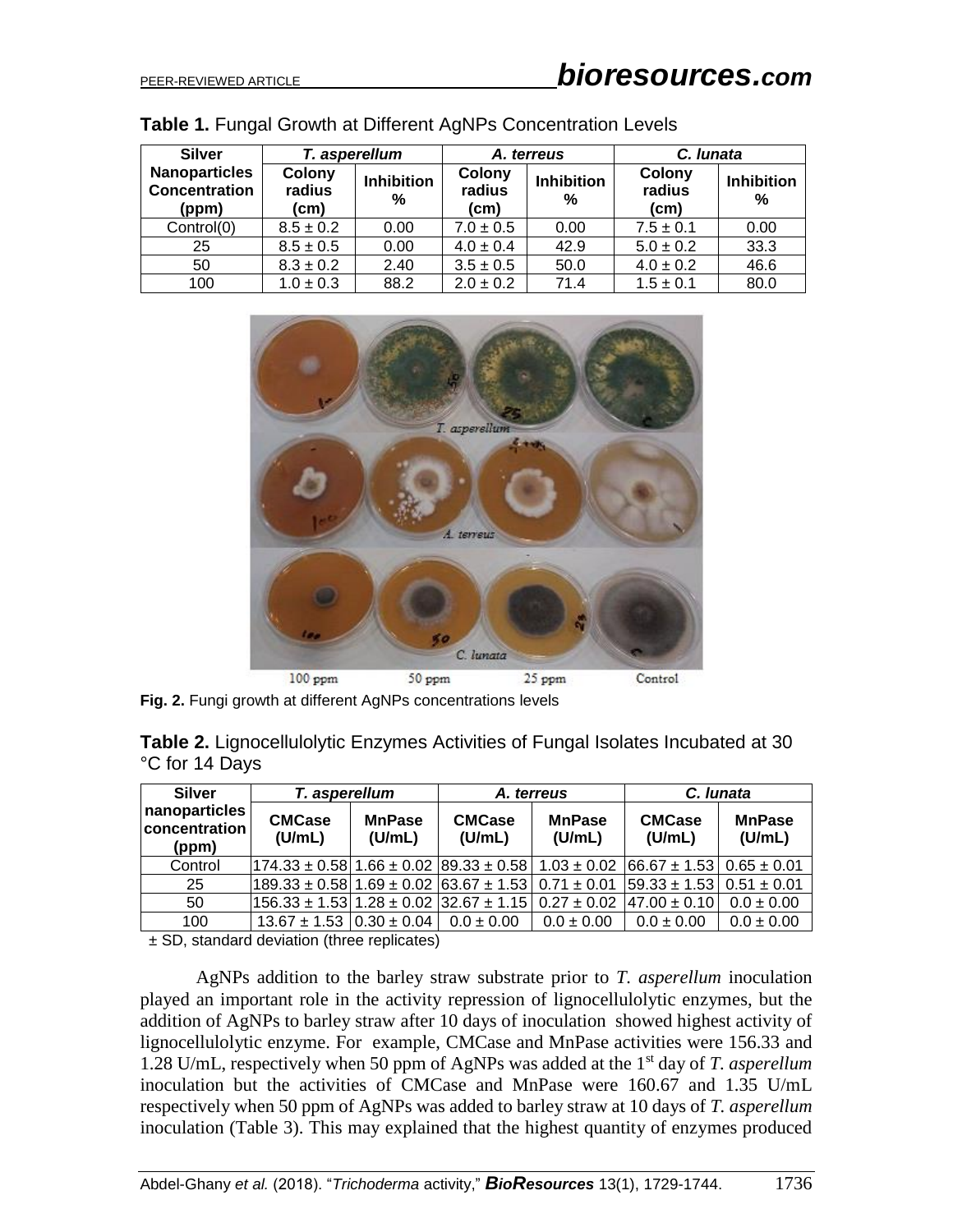**Table 1.** Fungal Growth at Different AgNPs Concentration Levels

| Silver Nanoparticles Concentration (ppm) | *T. asperellum* | | *A. terreus* | | *C. lunata* | |
|---|---|---|---|---|---|---|
| | Colony radius (cm) | Inhibition % | Colony radius (cm) | Inhibition % | Colony radius (cm) | Inhibition % |
| Control(0) | 8.5 ± 0.2 | 0.00 | 7.0 ± 0.5 | 0.00 | 7.5 ± 0.1 | 0.00 |
| 25 | 8.5 ± 0.5 | 0.00 | 4.0 ± 0.4 | 42.9 | 5.0 ± 0.2 | 33.3 |
| 50 | 8.3 ± 0.2 | 2.40 | 3.5 ± 0.5 | 50.0 | 4.0 ± 0.2 | 46.6 |
| 100 | 1.0 ± 0.3 | 88.2 | 2.0 ± 0.2 | 71.4 | 1.5 ± 0.1 | 80.0 |

100 ppm 50 ppm 25 ppm Control

**Fig. 2.** Fungi growth at different AgNPs concentrations levels

**Table 2.** Lignocellulolytic Enzymes Activities of Fungal Isolates Incubated at 30 °C for 14 Days

| Silver nanoparticles concentration (ppm) | *T. asperellum* | | *A. terreus* | | *C. lunata* | |
|---|---|---|---|---|---|---|
| | CMCase (U/mL) | MnPase (U/mL) | CMCase (U/mL) | MnPase (U/mL) | CMCase (U/mL) | MnPase (U/mL) |
| Control | 174.33 ± 0.58 | 1.66 ± 0.02 | 89.33 ± 0.58 | 1.03 ± 0.02 | 66.67 ± 1.53 | 0.65 ± 0.01 |
| 25 | 189.33 ± 0.58 | 1.69 ± 0.02 | 63.67 ± 1.53 | 0.71 ± 0.01 | 59.33 ± 1.53 | 0.51 ± 0.01 |
| 50 | 156.33 ± 1.53 | 1.28 ± 0.02 | 32.67 ± 1.15 | 0.27 ± 0.02 | 47.00 ± 0.10 | 0.0 ± 0.00 |
| 100 | 13.67 ± 1.53 | 0.30 ± 0.04 | 0.0 ± 0.00 | 0.0 ± 0.00 | 0.0 ± 0.00 | 0.0 ± 0.00 |

± SD, standard deviation (three replicates)

AgNPs addition to the barley straw substrate prior to *T. asperellum* inoculation played an important role in the activity repression of lignocellulolytic enzymes, but the addition of AgNPs to barley straw after 10 days of inoculation showed highest activity of lignocellulolytic enzyme. For example, CMCase and MnPase activities were 156.33 and 1.28 U/mL, respectively when 50 ppm of AgNPs was added at the 1st day of *T. asperellum* inoculation but the activities of CMCase and MnPase were 160.67 and 1.35 U/mL respectively when 50 ppm of AgNPs was added to barley straw at 10 days of *T. asperellum* inoculation (Table 3). This may explained that the highest quantity of enzymes produced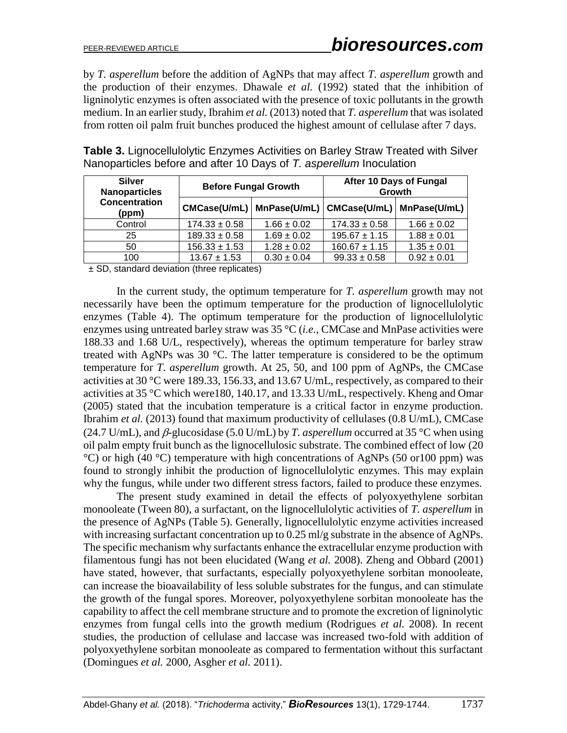by *T. asperellum* before the addition of AgNPs that may affect *T. asperellum* growth and the production of their enzymes. Dhawale *et al.* (1992) stated that the inhibition of ligninolytic enzymes is often associated with the presence of toxic pollutants in the growth medium. In an earlier study, Ibrahim *et al.* (2013) noted that *T. asperellum* that was isolated from rotten oil palm fruit bunches produced the highest amount of cellulase after 7 days.

**Table 3.** Lignocellulolytic Enzymes Activities on Barley Straw Treated with Silver Nanoparticles before and after 10 Days of *T. asperellum* Inoculation

| Silver Nanoparticles Concentration (ppm) | Before Fungal Growth | | After 10 Days of Fungal Growth | |
|---|---|---|---|---|
| | CMCase(U/mL) | MnPase(U/mL) | CMCase(U/mL) | MnPase(U/mL) |
| Control | 174.33 ± 0.58 | 1.66 ± 0.02 | 174.33 ± 0.58 | 1.66 ± 0.02 |
| 25 | 189.33 ± 0.58 | 1.69 ± 0.02 | 195.67 ± 1.15 | 1.88 ± 0.01 |
| 50 | 156.33 ± 1.53 | 1.28 ± 0.02 | 160.67 ± 1.15 | 1.35 ± 0.01 |
| 100 | 13.67 ± 1.53 | 0.30 ± 0.04 | 99.33 ± 0.58 | 0.92 ± 0.01 |

± SD, standard deviation (three replicates)

In the current study, the optimum temperature for *T. asperellum* growth may not necessarily have been the optimum temperature for the production of lignocellulolytic enzymes (Table 4). The optimum temperature for the production of lignocellulolytic enzymes using untreated barley straw was 35 °C (*i.e.*, CMCase and MnPase activities were 188.33 and 1.68 U/L, respectively), whereas the optimum temperature for barley straw treated with AgNPs was 30 °C. The latter temperature is considered to be the optimum temperature for *T. asperellum* growth. At 25, 50, and 100 ppm of AgNPs, the CMCase activities at 30 °C were 189.33, 156.33, and 13.67 U/mL, respectively, as compared to their activities at 35 °C which were180, 140.17, and 13.33 U/mL, respectively. Kheng and Omar (2005) stated that the incubation temperature is a critical factor in enzyme production. Ibrahim *et al.* (2013) found that maximum productivity of cellulases (0.8 U/mL), CMCase (24.7 U/mL), and $\beta$-glucosidase (5.0 U/mL) by *T. asperellum* occurred at 35 °C when using oil palm empty fruit bunch as the lignocellulosic substrate. The combined effect of low (20 °C) or high (40 °C) temperature with high concentrations of AgNPs (50 or100 ppm) was found to strongly inhibit the production of lignocellulolytic enzymes. This may explain why the fungus, while under two different stress factors, failed to produce these enzymes.

The present study examined in detail the effects of polyoxyethylene sorbitan monooleate (Tween 80), a surfactant, on the lignocellulolytic activities of *T. asperellum* in the presence of AgNPs (Table 5). Generally, lignocellulolytic enzyme activities increased with increasing surfactant concentration up to 0.25 ml/g substrate in the absence of AgNPs. The specific mechanism why surfactants enhance the extracellular enzyme production with filamentous fungi has not been elucidated (Wang *et al.* 2008). Zheng and Obbard (2001) have stated, however, that surfactants, especially polyoxyethylene sorbitan monooleate, can increase the bioavailability of less soluble substrates for the fungus, and can stimulate the growth of the fungal spores. Moreover, polyoxyethylene sorbitan monooleate has the capability to affect the cell membrane structure and to promote the excretion of ligninolytic enzymes from fungal cells into the growth medium (Rodrigues *et al.* 2008). In recent studies, the production of cellulase and laccase was increased two-fold with addition of polyoxyethylene sorbitan monooleate as compared to fermentation without this surfactant (Domingues *et al.* 2000, Asgher *et al.* 2011).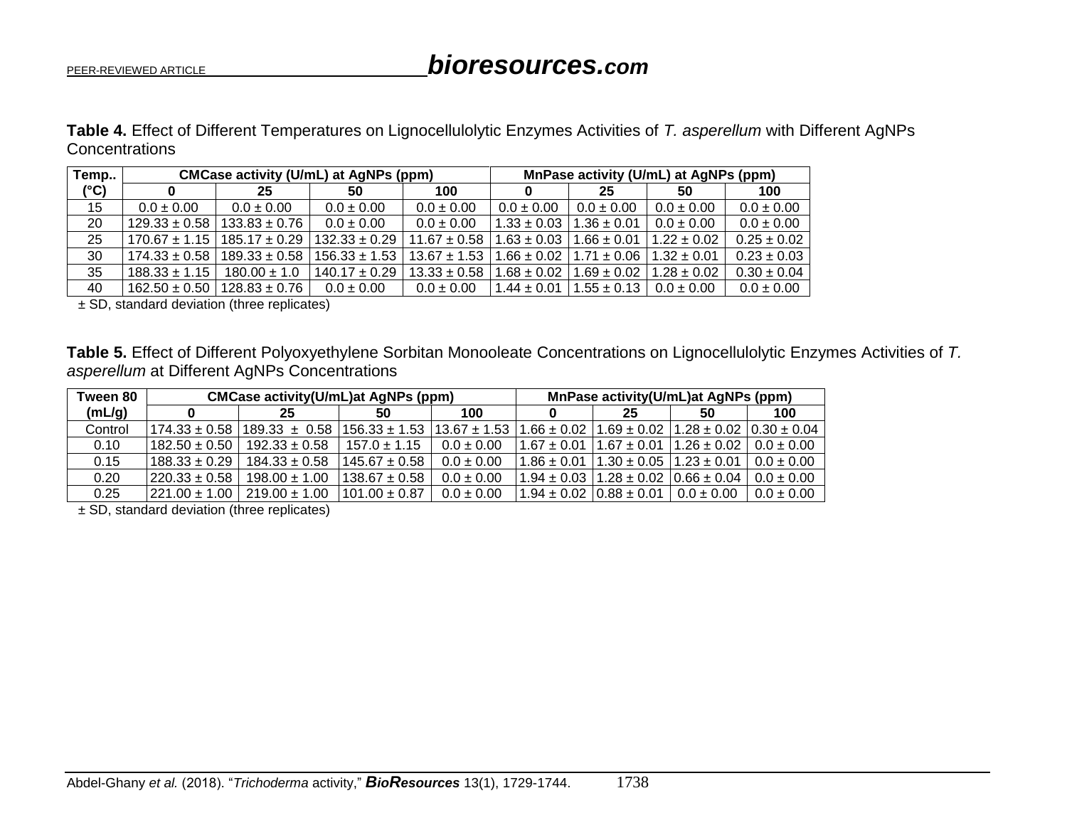**Table 4.** Effect of Different Temperatures on Lignocellulolytic Enzymes Activities of *T. asperellum* with Different AgNPs Concentrations

| Temp.. (°C) | CMCase activity (U/mL) at AgNPs (ppm) | | | | MnPase activity (U/mL) at AgNPs (ppm) | | | |
|---|---|---|---|---|---|---|---|---|
| | 0 | 25 | 50 | 100 | 0 | 25 | 50 | 100 |
| 15 | 0.0 ± 0.00 | 0.0 ± 0.00 | 0.0 ± 0.00 | 0.0 ± 0.00 | 0.0 ± 0.00 | 0.0 ± 0.00 | 0.0 ± 0.00 | 0.0 ± 0.00 |
| 20 | 129.33 ± 0.58 | 133.83 ± 0.76 | 0.0 ± 0.00 | 0.0 ± 0.00 | 1.33 ± 0.03 | 1.36 ± 0.01 | 0.0 ± 0.00 | 0.0 ± 0.00 |
| 25 | 170.67 ± 1.15 | 185.17 ± 0.29 | 132.33 ± 0.29 | 11.67 ± 0.58 | 1.63 ± 0.03 | 1.66 ± 0.01 | 1.22 ± 0.02 | 0.25 ± 0.02 |
| 30 | 174.33 ± 0.58 | 189.33 ± 0.58 | 156.33 ± 1.53 | 13.67 ± 1.53 | 1.66 ± 0.02 | 1.71 ± 0.06 | 1.32 ± 0.01 | 0.23 ± 0.03 |
| 35 | 188.33 ± 1.15 | 180.00 ± 1.0 | 140.17 ± 0.29 | 13.33 ± 0.58 | 1.68 ± 0.02 | 1.69 ± 0.02 | 1.28 ± 0.02 | 0.30 ± 0.04 |
| 40 | 162.50 ± 0.50 | 128.83 ± 0.76 | 0.0 ± 0.00 | 0.0 ± 0.00 | 1.44 ± 0.01 | 1.55 ± 0.13 | 0.0 ± 0.00 | 0.0 ± 0.00 |

± SD, standard deviation (three replicates)

**Table 5.** Effect of Different Polyoxyethylene Sorbitan Monooleate Concentrations on Lignocellulolytic Enzymes Activities of *T. asperellum* at Different AgNPs Concentrations

| Tween 80 (mL/g) | CMCase activity(U/mL)at AgNPs (ppm) | | | | MnPase activity(U/mL)at AgNPs (ppm) | | | |
|---|---|---|---|---|---|---|---|---|
| | 0 | 25 | 50 | 100 | 0 | 25 | 50 | 100 |
| Control | 174.33 ± 0.58 | 189.33 ± 0.58 | 156.33 ± 1.53 | 13.67 ± 1.53 | 1.66 ± 0.02 | 1.69 ± 0.02 | 1.28 ± 0.02 | 0.30 ± 0.04 |
| 0.10 | 182.50 ± 0.50 | 192.33 ± 0.58 | 157.0 ± 1.15 | 0.0 ± 0.00 | 1.67 ± 0.01 | 1.67 ± 0.01 | 1.26 ± 0.02 | 0.0 ± 0.00 |
| 0.15 | 188.33 ± 0.29 | 184.33 ± 0.58 | 145.67 ± 0.58 | 0.0 ± 0.00 | 1.86 ± 0.01 | 1.30 ± 0.05 | 1.23 ± 0.01 | 0.0 ± 0.00 |
| 0.20 | 220.33 ± 0.58 | 198.00 ± 1.00 | 138.67 ± 0.58 | 0.0 ± 0.00 | 1.94 ± 0.03 | 1.28 ± 0.02 | 0.66 ± 0.04 | 0.0 ± 0.00 |
| 0.25 | 221.00 ± 1.00 | 219.00 ± 1.00 | 101.00 ± 0.87 | 0.0 ± 0.00 | 1.94 ± 0.02 | 0.88 ± 0.01 | 0.0 ± 0.00 | 0.0 ± 0.00 |

± SD, standard deviation (three replicates)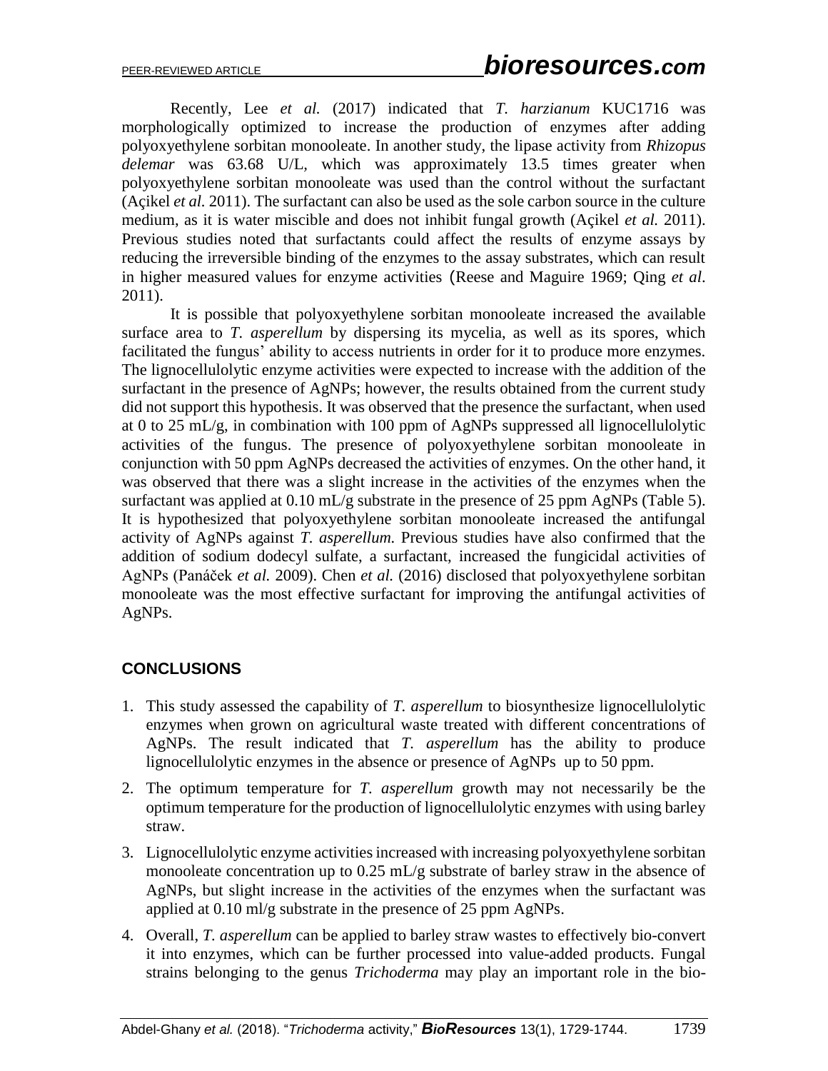Recently, Lee *et al.* (2017) indicated that *T. harzianum* KUC1716 was morphologically optimized to increase the production of enzymes after adding polyoxyethylene sorbitan monooleate. In another study, the lipase activity from *Rhizopus delemar* was 63.68 U/L, which was approximately 13.5 times greater when polyoxyethylene sorbitan monooleate was used than the control without the surfactant (Açikel *et al.* 2011). The surfactant can also be used as the sole carbon source in the culture medium, as it is water miscible and does not inhibit fungal growth (Açikel *et al.* 2011). Previous studies noted that surfactants could affect the results of enzyme assays by reducing the irreversible binding of the enzymes to the assay substrates, which can result in higher measured values for enzyme activities (Reese and Maguire 1969; Qing *et al*. 2011).

It is possible that polyoxyethylene sorbitan monooleate increased the available surface area to *T. asperellum* by dispersing its mycelia, as well as its spores, which facilitated the fungus' ability to access nutrients in order for it to produce more enzymes. The lignocellulolytic enzyme activities were expected to increase with the addition of the surfactant in the presence of AgNPs; however, the results obtained from the current study did not support this hypothesis. It was observed that the presence the surfactant, when used at 0 to 25 mL/g, in combination with 100 ppm of AgNPs suppressed all lignocellulolytic activities of the fungus. The presence of polyoxyethylene sorbitan monooleate in conjunction with 50 ppm AgNPs decreased the activities of enzymes. On the other hand, it was observed that there was a slight increase in the activities of the enzymes when the surfactant was applied at 0.10 mL/g substrate in the presence of 25 ppm AgNPs (Table 5). It is hypothesized that polyoxyethylene sorbitan monooleate increased the antifungal activity of AgNPs against *T. asperellum.* Previous studies have also confirmed that the addition of sodium dodecyl sulfate, a surfactant, increased the fungicidal activities of AgNPs (Panáček *et al.* 2009). Chen *et al.* (2016) disclosed that polyoxyethylene sorbitan monooleate was the most effective surfactant for improving the antifungal activities of AgNPs.

## CONCLUSIONS

1. This study assessed the capability of *T. asperellum* to biosynthesize lignocellulolytic enzymes when grown on agricultural waste treated with different concentrations of AgNPs. The result indicated that *T. asperellum* has the ability to produce lignocellulolytic enzymes in the absence or presence of AgNPs up to 50 ppm.
2. The optimum temperature for *T. asperellum* growth may not necessarily be the optimum temperature for the production of lignocellulolytic enzymes with using barley straw.
3. Lignocellulolytic enzyme activities increased with increasing polyoxyethylene sorbitan monooleate concentration up to 0.25 mL/g substrate of barley straw in the absence of AgNPs, but slight increase in the activities of the enzymes when the surfactant was applied at 0.10 ml/g substrate in the presence of 25 ppm AgNPs.
4. Overall, *T. asperellum* can be applied to barley straw wastes to effectively bio-convert it into enzymes, which can be further processed into value-added products. Fungal strains belonging to the genus *Trichoderma* may play an important role in the bio-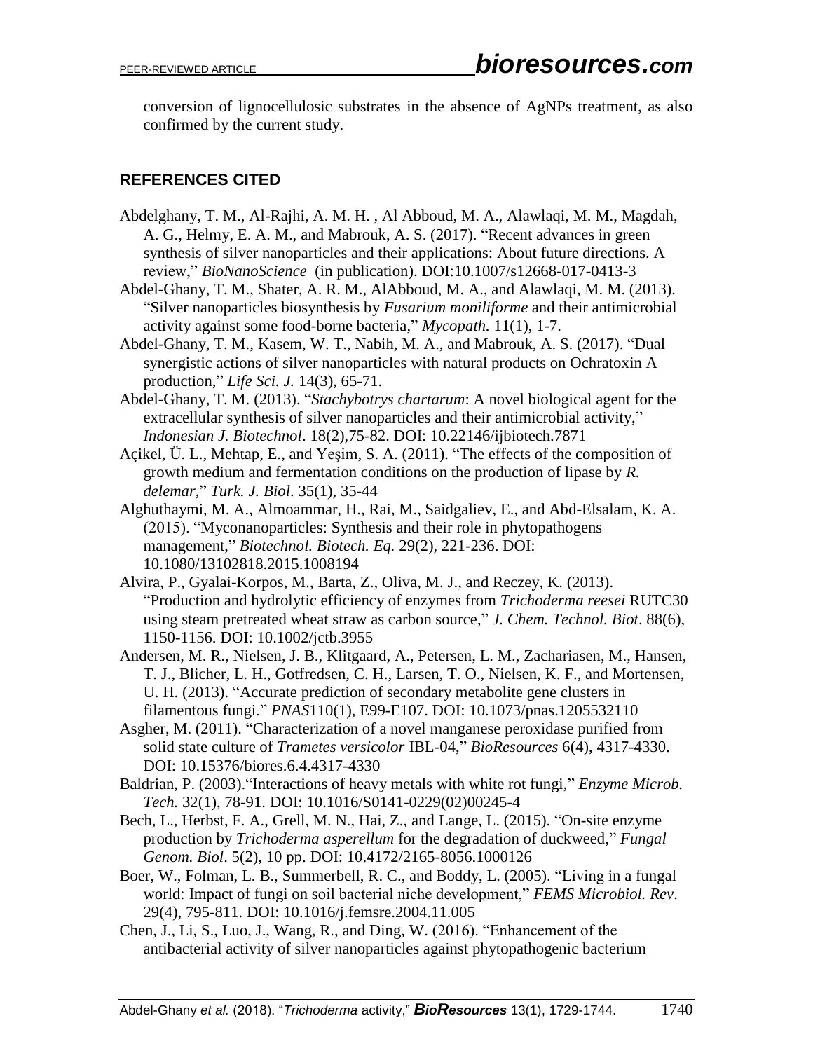conversion of lignocellulosic substrates in the absence of AgNPs treatment, as also confirmed by the current study.

## REFERENCES CITED

Abdelghany, T. M., Al-Rajhi, A. M. H. , Al Abboud, M. A., Alawlaqi, M. M., Magdah, A. G., Helmy, E. A. M., and Mabrouk, A. S. (2017). "Recent advances in green synthesis of silver nanoparticles and their applications: About future directions. A review," *BioNanoScience* (in publication). DOI:10.1007/s12668-017-0413-3

Abdel-Ghany, T. M., Shater, A. R. M., AlAbboud, M. A., and Alawlaqi, M. M. (2013). "Silver nanoparticles biosynthesis by *Fusarium moniliforme* and their antimicrobial activity against some food-borne bacteria," *Mycopath.* 11(1), 1-7.

Abdel-Ghany, T. M., Kasem, W. T., Nabih, M. A., and Mabrouk, A. S. (2017). "Dual synergistic actions of silver nanoparticles with natural products on Ochratoxin A production," *Life Sci. J.* 14(3), 65-71.

Abdel-Ghany, T. M. (2013). "*Stachybotrys chartarum*: A novel biological agent for the extracellular synthesis of silver nanoparticles and their antimicrobial activity," *Indonesian J. Biotechnol*. 18(2),75-82. DOI: 10.22146/ijbiotech.7871

Açikel, Ü. L., Mehtap, E., and Yeşim, S. A. (2011). "The effects of the composition of growth medium and fermentation conditions on the production of lipase by *R. delemar*," *Turk. J. Biol*. 35(1), 35-44

Alghuthaymi, M. A., Almoammar, H., Rai, M., Saidgaliev, E., and Abd-Elsalam, K. A. (2015). "Myconanoparticles: Synthesis and their role in phytopathogens management," *Biotechnol. Biotech. Eq.* 29(2), 221-236. DOI: 10.1080/13102818.2015.1008194

Alvira, P., Gyalai-Korpos, M., Barta, Z., Oliva, M. J., and Reczey, K. (2013). "Production and hydrolytic efficiency of enzymes from *Trichoderma reesei* RUTC30 using steam pretreated wheat straw as carbon source," *J. Chem. Technol. Biot*. 88(6), 1150-1156. DOI: 10.1002/jctb.3955

Andersen, M. R., Nielsen, J. B., Klitgaard, A., Petersen, L. M., Zachariasen, M., Hansen, T. J., Blicher, L. H., Gotfredsen, C. H., Larsen, T. O., Nielsen, K. F., and Mortensen, U. H. (2013). "Accurate prediction of secondary metabolite gene clusters in filamentous fungi." *PNAS*110(1), E99-E107. DOI: 10.1073/pnas.1205532110

Asgher, M. (2011). "Characterization of a novel manganese peroxidase purified from solid state culture of *Trametes versicolor* IBL-04," *BioResources* 6(4), 4317-4330. DOI: 10.15376/biores.6.4.4317-4330

Baldrian, P. (2003)."Interactions of heavy metals with white rot fungi," *Enzyme Microb. Tech.* 32(1), 78-91. DOI: 10.1016/S0141-0229(02)00245-4

Bech, L., Herbst, F. A., Grell, M. N., Hai, Z., and Lange, L. (2015). "On-site enzyme production by *Trichoderma asperellum* for the degradation of duckweed," *Fungal Genom. Biol*. 5(2), 10 pp. DOI: 10.4172/2165-8056.1000126

Boer, W., Folman, L. B., Summerbell, R. C., and Boddy, L. (2005). "Living in a fungal world: Impact of fungi on soil bacterial niche development," *FEMS Microbiol. Rev*. 29(4), 795-811. DOI: 10.1016/j.femsre.2004.11.005

Chen, J., Li, S., Luo, J., Wang, R., and Ding, W. (2016). "Enhancement of the antibacterial activity of silver nanoparticles against phytopathogenic bacterium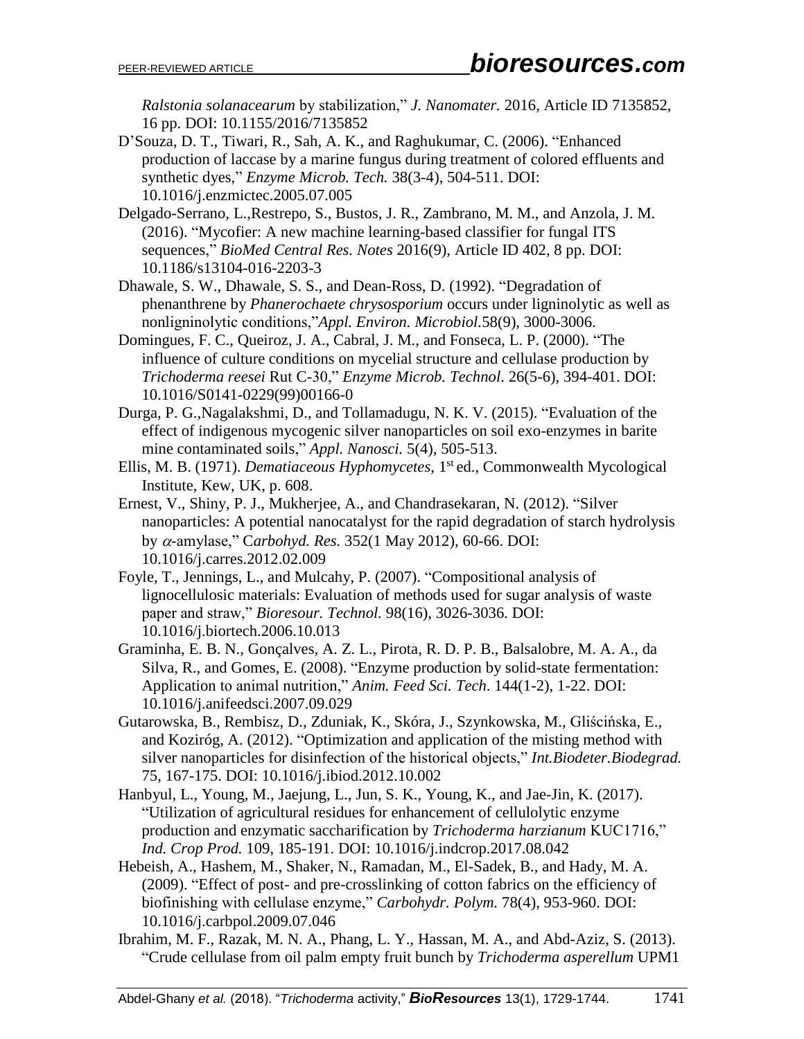*Ralstonia solanacearum* by stabilization," *J. Nanomater.* 2016, Article ID 7135852, 16 pp. DOI: 10.1155/2016/7135852

D'Souza, D. T., Tiwari, R., Sah, A. K., and Raghukumar, C. (2006). "Enhanced production of laccase by a marine fungus during treatment of colored effluents and synthetic dyes," *Enzyme Microb. Tech.* 38(3-4), 504-511. DOI: 10.1016/j.enzmictec.2005.07.005

Delgado-Serrano, L.,Restrepo, S., Bustos, J. R., Zambrano, M. M., and Anzola, J. M. (2016). "Mycofier: A new machine learning-based classifier for fungal ITS sequences," *BioMed Central Res. Notes* 2016(9), Article ID 402, 8 pp. DOI: 10.1186/s13104-016-2203-3

Dhawale, S. W., Dhawale, S. S., and Dean-Ross, D. (1992). "Degradation of phenanthrene by *Phanerochaete chrysosporium* occurs under ligninolytic as well as nonligninolytic conditions,"*Appl. Environ. Microbiol.*58(9), 3000-3006.

Domingues, F. C., Queiroz, J. A., Cabral, J. M., and Fonseca, L. P. (2000). "The influence of culture conditions on mycelial structure and cellulase production by *Trichoderma reesei* Rut C-30," *Enzyme Microb. Technol.* 26(5-6), 394-401. DOI: 10.1016/S0141-0229(99)00166-0

Durga, P. G.,Nagalakshmi, D., and Tollamadugu, N. K. V. (2015). "Evaluation of the effect of indigenous mycogenic silver nanoparticles on soil exo-enzymes in barite mine contaminated soils," *Appl. Nanosci.* 5(4), 505-513.

Ellis, M. B. (1971). *Dematiaceous Hyphomycetes*, 1st ed., Commonwealth Mycological Institute, Kew, UK, p. 608.

Ernest, V., Shiny, P. J., Mukherjee, A., and Chandrasekaran, N. (2012). "Silver nanoparticles: A potential nanocatalyst for the rapid degradation of starch hydrolysis by $\alpha$-amylase," *Carbohyd. Res.* 352(1 May 2012), 60-66. DOI: 10.1016/j.carres.2012.02.009

Foyle, T., Jennings, L., and Mulcahy, P. (2007). "Compositional analysis of lignocellulosic materials: Evaluation of methods used for sugar analysis of waste paper and straw," *Bioresour. Technol.* 98(16), 3026-3036. DOI: 10.1016/j.biortech.2006.10.013

Graminha, E. B. N., Gonçalves, A. Z. L., Pirota, R. D. P. B., Balsalobre, M. A. A., da Silva, R., and Gomes, E. (2008). "Enzyme production by solid-state fermentation: Application to animal nutrition," *Anim. Feed Sci. Tech.* 144(1-2), 1-22. DOI: 10.1016/j.anifeedsci.2007.09.029

Gutarowska, B., Rembisz, D., Zduniak, K., Skóra, J., Szynkowska, M., Gliścińska, E., and Koziróg, A. (2012). "Optimization and application of the misting method with silver nanoparticles for disinfection of the historical objects," *Int.Biodeter.Biodegrad.* 75, 167-175. DOI: 10.1016/j.ibiod.2012.10.002

Hanbyul, L., Young, M., Jaejung, L., Jun, S. K., Young, K., and Jae-Jin, K. (2017). "Utilization of agricultural residues for enhancement of cellulolytic enzyme production and enzymatic saccharification by *Trichoderma harzianum* KUC1716," *Ind. Crop Prod.* 109, 185-191. DOI: 10.1016/j.indcrop.2017.08.042

Hebeish, A., Hashem, M., Shaker, N., Ramadan, M., El-Sadek, B., and Hady, M. A. (2009). "Effect of post- and pre-crosslinking of cotton fabrics on the efficiency of biofinishing with cellulase enzyme," *Carbohydr. Polym.* 78(4), 953-960. DOI: 10.1016/j.carbpol.2009.07.046

Ibrahim, M. F., Razak, M. N. A., Phang, L. Y., Hassan, M. A., and Abd-Aziz, S. (2013). "Crude cellulase from oil palm empty fruit bunch by *Trichoderma asperellum* UPM1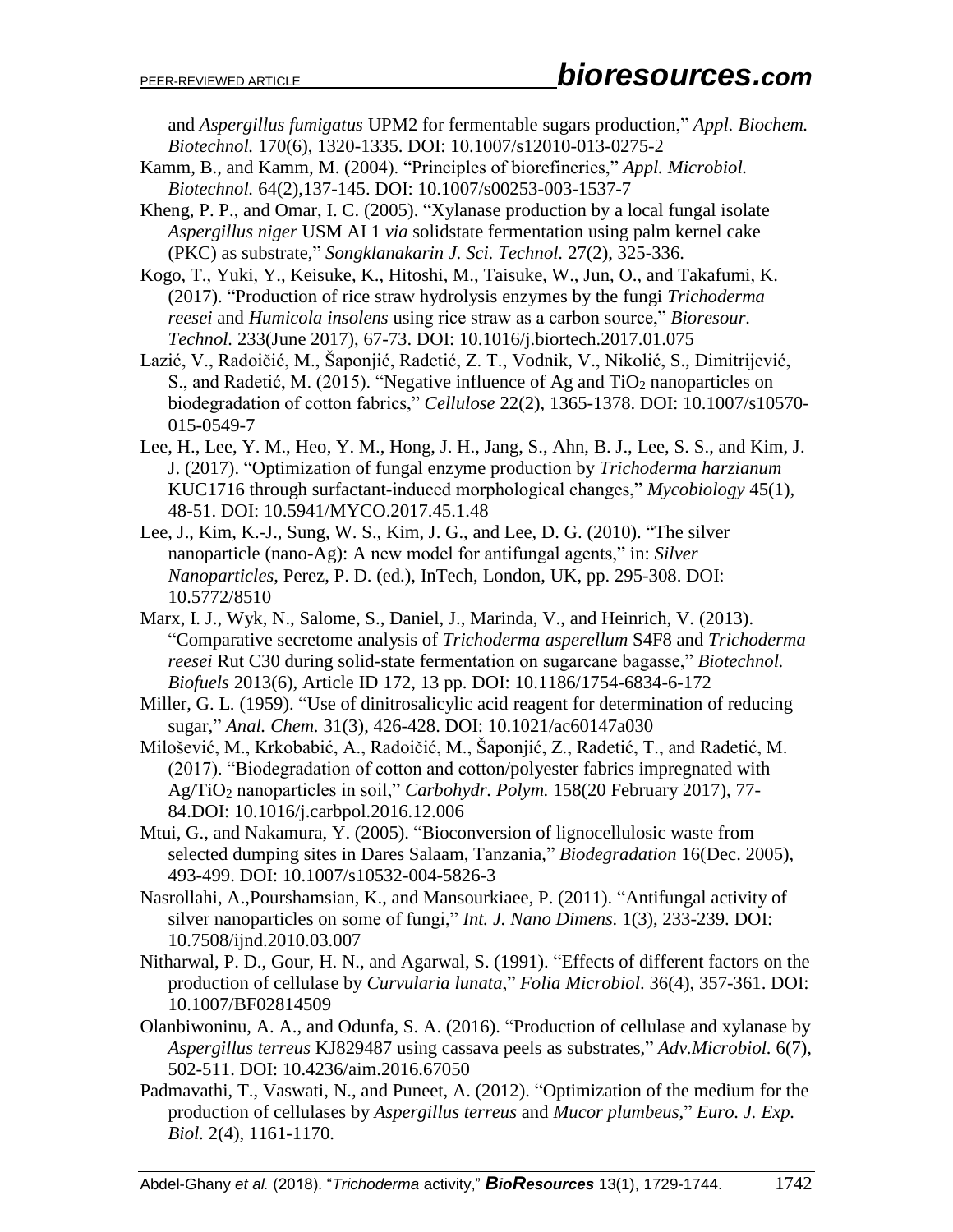and *Aspergillus fumigatus* UPM2 for fermentable sugars production," *Appl. Biochem. Biotechnol.* 170(6), 1320-1335. DOI: 10.1007/s12010-013-0275-2

Kamm, B., and Kamm, M. (2004). "Principles of biorefineries," *Appl. Microbiol. Biotechnol.* 64(2),137-145. DOI: 10.1007/s00253-003-1537-7

Kheng, P. P., and Omar, I. C. (2005). "Xylanase production by a local fungal isolate *Aspergillus niger* USM AI 1 *via* solidstate fermentation using palm kernel cake (PKC) as substrate," *Songklanakarin J. Sci. Technol.* 27(2), 325-336.

Kogo, T., Yuki, Y., Keisuke, K., Hitoshi, M., Taisuke, W., Jun, O., and Takafumi, K. (2017). "Production of rice straw hydrolysis enzymes by the fungi *Trichoderma reesei* and *Humicola insolens* using rice straw as a carbon source," *Bioresour. Technol.* 233(June 2017), 67-73. DOI: 10.1016/j.biortech.2017.01.075

Lazić, V., Radoičić, M., Šaponjić, Radetić, Z. T., Vodnik, V., Nikolić, S., Dimitrijević, S., and Radetić, M. (2015). "Negative influence of Ag and $TiO_2$ nanoparticles on biodegradation of cotton fabrics," *Cellulose* 22(2), 1365-1378. DOI: 10.1007/s10570-015-0549-7

Lee, H., Lee, Y. M., Heo, Y. M., Hong, J. H., Jang, S., Ahn, B. J., Lee, S. S., and Kim, J. J. (2017). "Optimization of fungal enzyme production by *Trichoderma harzianum* KUC1716 through surfactant-induced morphological changes," *Mycobiology* 45(1), 48-51. DOI: 10.5941/MYCO.2017.45.1.48

Lee, J., Kim, K.-J., Sung, W. S., Kim, J. G., and Lee, D. G. (2010). "The silver nanoparticle (nano-Ag): A new model for antifungal agents," in: *Silver Nanoparticles*, Perez, P. D. (ed.), InTech, London, UK, pp. 295-308. DOI: 10.5772/8510

Marx, I. J., Wyk, N., Salome, S., Daniel, J., Marinda, V., and Heinrich, V. (2013). "Comparative secretome analysis of *Trichoderma asperellum* S4F8 and *Trichoderma reesei* Rut C30 during solid-state fermentation on sugarcane bagasse," *Biotechnol. Biofuels* 2013(6), Article ID 172, 13 pp. DOI: 10.1186/1754-6834-6-172

Miller, G. L. (1959). "Use of dinitrosalicylic acid reagent for determination of reducing sugar," *Anal. Chem.* 31(3), 426-428. DOI: 10.1021/ac60147a030

Milošević, M., Krkobabić, A., Radoičić, M., Šaponjić, Z., Radetić, T., and Radetić, M. (2017). "Biodegradation of cotton and cotton/polyester fabrics impregnated with Ag/$TiO_2$ nanoparticles in soil," *Carbohydr. Polym.* 158(20 February 2017), 77-84.DOI: 10.1016/j.carbpol.2016.12.006

Mtui, G., and Nakamura, Y. (2005). "Bioconversion of lignocellulosic waste from selected dumping sites in Dares Salaam, Tanzania," *Biodegradation* 16(Dec. 2005), 493-499. DOI: 10.1007/s10532-004-5826-3

Nasrollahi, A.,Pourshamsian, K., and Mansourkiaee, P. (2011). "Antifungal activity of silver nanoparticles on some of fungi," *Int. J. Nano Dimens.* 1(3), 233-239. DOI: 10.7508/ijnd.2010.03.007

Nitharwal, P. D., Gour, H. N., and Agarwal, S. (1991). "Effects of different factors on the production of cellulase by *Curvularia lunata*," *Folia Microbiol*. 36(4), 357-361. DOI: 10.1007/BF02814509

Olanbiwoninu, A. A., and Odunfa, S. A. (2016). "Production of cellulase and xylanase by *Aspergillus terreus* KJ829487 using cassava peels as substrates," *Adv.Microbiol.* 6(7), 502-511. DOI: 10.4236/aim.2016.67050

Padmavathi, T., Vaswati, N., and Puneet, A. (2012). "Optimization of the medium for the production of cellulases by *Aspergillus terreus* and *Mucor plumbeus*," *Euro. J. Exp. Biol.* 2(4), 1161-1170.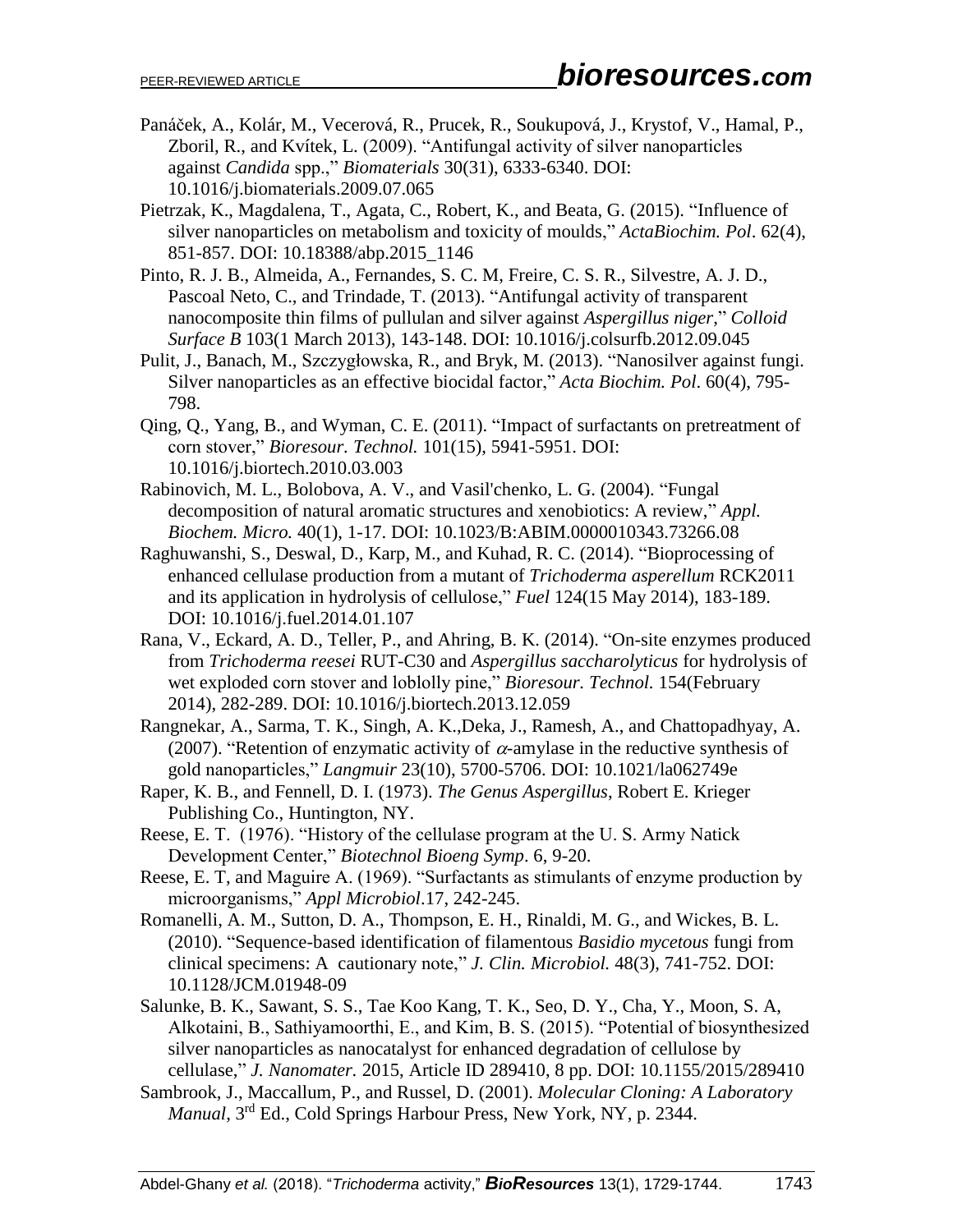Panáček, A., Kolár, M., Vecerová, R., Prucek, R., Soukupová, J., Krystof, V., Hamal, P., Zboril, R., and Kvítek, L. (2009). "Antifungal activity of silver nanoparticles against *Candida* spp.," *Biomaterials* 30(31), 6333-6340. DOI: 10.1016/j.biomaterials.2009.07.065

Pietrzak, K., Magdalena, T., Agata, C., Robert, K., and Beata, G. (2015). "Influence of silver nanoparticles on metabolism and toxicity of moulds," *ActaBiochim. Pol*. 62(4), 851-857. DOI: 10.18388/abp.2015_1146

Pinto, R. J. B., Almeida, A., Fernandes, S. C. M, Freire, C. S. R., Silvestre, A. J. D., Pascoal Neto, C., and Trindade, T. (2013). "Antifungal activity of transparent nanocomposite thin films of pullulan and silver against *Aspergillus niger*," *Colloid Surface B* 103(1 March 2013), 143-148. DOI: 10.1016/j.colsurfb.2012.09.045

Pulit, J., Banach, M., Szczygłowska, R., and Bryk, M. (2013). "Nanosilver against fungi. Silver nanoparticles as an effective biocidal factor," *Acta Biochim. Pol*. 60(4), 795-798.

Qing, Q., Yang, B., and Wyman, C. E. (2011). "Impact of surfactants on pretreatment of corn stover," *Bioresour. Technol.* 101(15), 5941-5951. DOI: 10.1016/j.biortech.2010.03.003

Rabinovich, M. L., Bolobova, A. V., and Vasil'chenko, L. G. (2004). "Fungal decomposition of natural aromatic structures and xenobiotics: A review," *Appl. Biochem. Micro.* 40(1), 1-17. DOI: 10.1023/B:ABIM.0000010343.73266.08

Raghuwanshi, S., Deswal, D., Karp, M., and Kuhad, R. C. (2014). "Bioprocessing of enhanced cellulase production from a mutant of *Trichoderma asperellum* RCK2011 and its application in hydrolysis of cellulose," *Fuel* 124(15 May 2014), 183-189. DOI: 10.1016/j.fuel.2014.01.107

Rana, V., Eckard, A. D., Teller, P., and Ahring, B. K. (2014). "On-site enzymes produced from *Trichoderma reesei* RUT-C30 and *Aspergillus saccharolyticus* for hydrolysis of wet exploded corn stover and loblolly pine," *Bioresour. Technol.* 154(February 2014), 282-289. DOI: 10.1016/j.biortech.2013.12.059

Rangnekar, A., Sarma, T. K., Singh, A. K.,Deka, J., Ramesh, A., and Chattopadhyay, A. (2007). "Retention of enzymatic activity of $\alpha$-amylase in the reductive synthesis of gold nanoparticles," *Langmuir* 23(10), 5700-5706. DOI: 10.1021/la062749e

Raper, K. B., and Fennell, D. I. (1973). *The Genus Aspergillus*, Robert E. Krieger Publishing Co., Huntington, NY.

Reese, E. T. (1976). "History of the cellulase program at the U. S. Army Natick Development Center," *Biotechnol Bioeng Symp*. 6, 9-20.

Reese, E. T, and Maguire A. (1969). "Surfactants as stimulants of enzyme production by microorganisms," *Appl Microbiol*.17, 242-245.

Romanelli, A. M., Sutton, D. A., Thompson, E. H., Rinaldi, M. G., and Wickes, B. L. (2010). "Sequence-based identification of filamentous *Basidio mycetous* fungi from clinical specimens: A cautionary note," *J. Clin. Microbiol.* 48(3), 741-752. DOI: 10.1128/JCM.01948-09

Salunke, B. K., Sawant, S. S., Tae Koo Kang, T. K., Seo, D. Y., Cha, Y., Moon, S. A, Alkotaini, B., Sathiyamoorthi, E., and Kim, B. S. (2015). "Potential of biosynthesized silver nanoparticles as nanocatalyst for enhanced degradation of cellulose by cellulase," *J. Nanomater.* 2015, Article ID 289410, 8 pp. DOI: 10.1155/2015/289410

Sambrook, J., Maccallum, P., and Russel, D. (2001). *Molecular Cloning: A Laboratory Manual*, 3rd Ed., Cold Springs Harbour Press, New York, NY, p. 2344.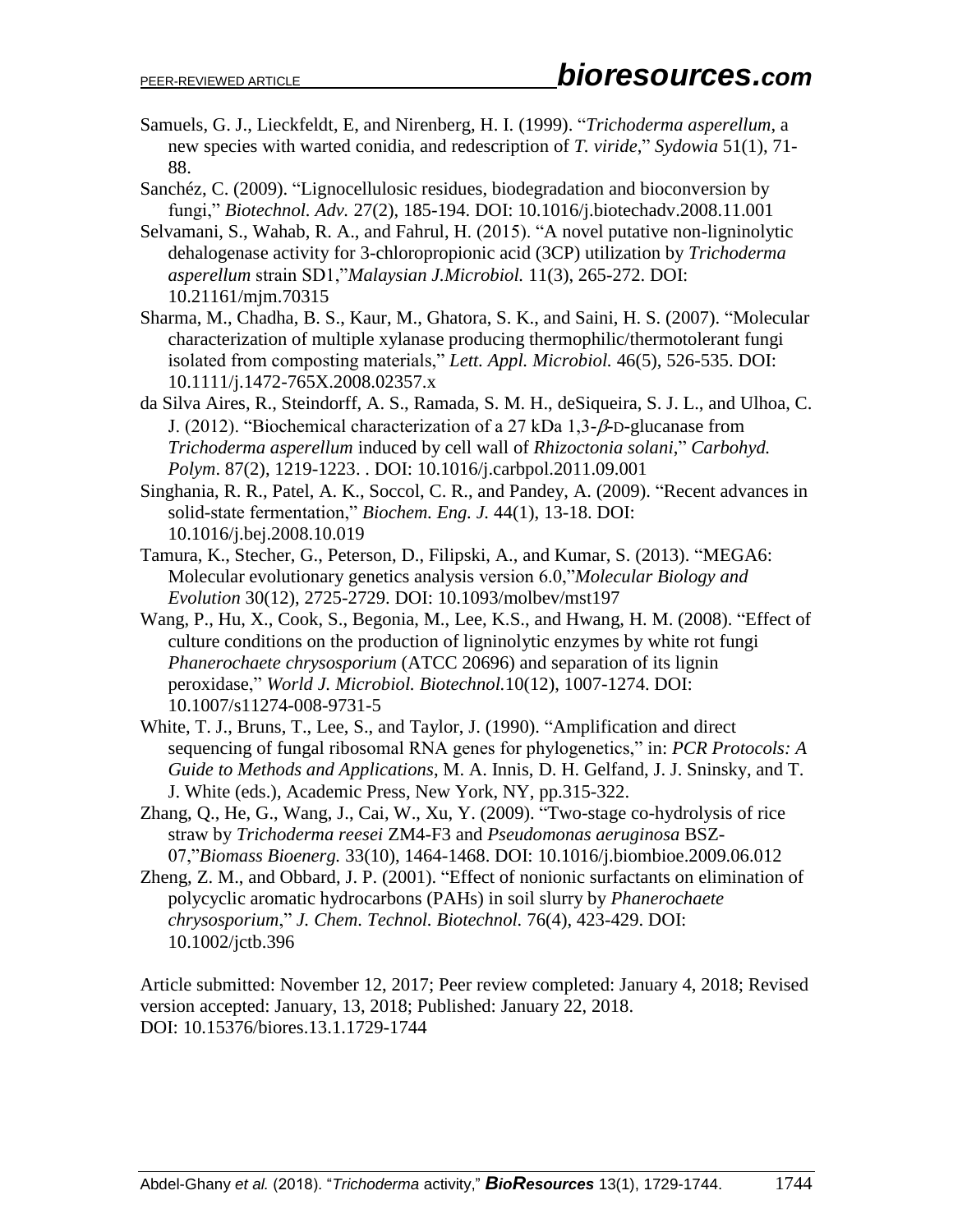Samuels, G. J., Lieckfeldt, E, and Nirenberg, H. I. (1999). "*Trichoderma asperellum*, a new species with warted conidia, and redescription of *T. viride*," *Sydowia* 51(1), 71-88.

Sanchéz, C. (2009). "Lignocellulosic residues, biodegradation and bioconversion by fungi," *Biotechnol. Adv.* 27(2), 185-194. DOI: 10.1016/j.biotechadv.2008.11.001

Selvamani, S., Wahab, R. A., and Fahrul, H. (2015). "A novel putative non-ligninolytic dehalogenase activity for 3-chloropropionic acid (3CP) utilization by *Trichoderma asperellum* strain SD1,"*Malaysian J.Microbiol.* 11(3), 265-272. DOI: 10.21161/mjm.70315

Sharma, M., Chadha, B. S., Kaur, M., Ghatora, S. K., and Saini, H. S. (2007). "Molecular characterization of multiple xylanase producing thermophilic/thermotolerant fungi isolated from composting materials," *Lett. Appl. Microbiol.* 46(5), 526-535. DOI: 10.1111/j.1472-765X.2008.02357.x

da Silva Aires, R., Steindorff, A. S., Ramada, S. M. H., deSiqueira, S. J. L., and Ulhoa, C. J. (2012). "Biochemical characterization of a 27 kDa 1,3-$\beta$-D-glucanase from *Trichoderma asperellum* induced by cell wall of *Rhizoctonia solani*," *Carbohyd. Polym*. 87(2), 1219-1223. . DOI: 10.1016/j.carbpol.2011.09.001

Singhania, R. R., Patel, A. K., Soccol, C. R., and Pandey, A. (2009). "Recent advances in solid-state fermentation," *Biochem. Eng. J.* 44(1), 13-18. DOI: 10.1016/j.bej.2008.10.019

Tamura, K., Stecher, G., Peterson, D., Filipski, A., and Kumar, S. (2013). "MEGA6: Molecular evolutionary genetics analysis version 6.0,"*Molecular Biology and Evolution* 30(12), 2725-2729. DOI: 10.1093/molbev/mst197

Wang, P., Hu, X., Cook, S., Begonia, M., Lee, K.S., and Hwang, H. M. (2008). "Effect of culture conditions on the production of ligninolytic enzymes by white rot fungi *Phanerochaete chrysosporium* (ATCC 20696) and separation of its lignin peroxidase," *World J. Microbiol. Biotechnol.*10(12), 1007-1274. DOI: 10.1007/s11274-008-9731-5

White, T. J., Bruns, T., Lee, S., and Taylor, J. (1990). "Amplification and direct sequencing of fungal ribosomal RNA genes for phylogenetics," in: *PCR Protocols: A Guide to Methods and Applications*, M. A. Innis, D. H. Gelfand, J. J. Sninsky, and T. J. White (eds.), Academic Press, New York, NY, pp.315-322.

Zhang, Q., He, G., Wang, J., Cai, W., Xu, Y. (2009). "Two-stage co-hydrolysis of rice straw by *Trichoderma reesei* ZM4-F3 and *Pseudomonas aeruginosa* BSZ-07,"*Biomass Bioenerg.* 33(10), 1464-1468. DOI: 10.1016/j.biombioe.2009.06.012

Zheng, Z. M., and Obbard, J. P. (2001). "Effect of nonionic surfactants on elimination of polycyclic aromatic hydrocarbons (PAHs) in soil slurry by *Phanerochaete chrysosporium*," *J. Chem. Technol. Biotechnol.* 76(4), 423-429. DOI: 10.1002/jctb.396

Article submitted: November 12, 2017; Peer review completed: January 4, 2018; Revised version accepted: January, 13, 2018; Published: January 22, 2018.
DOI: 10.15376/biores.13.1.1729-1744